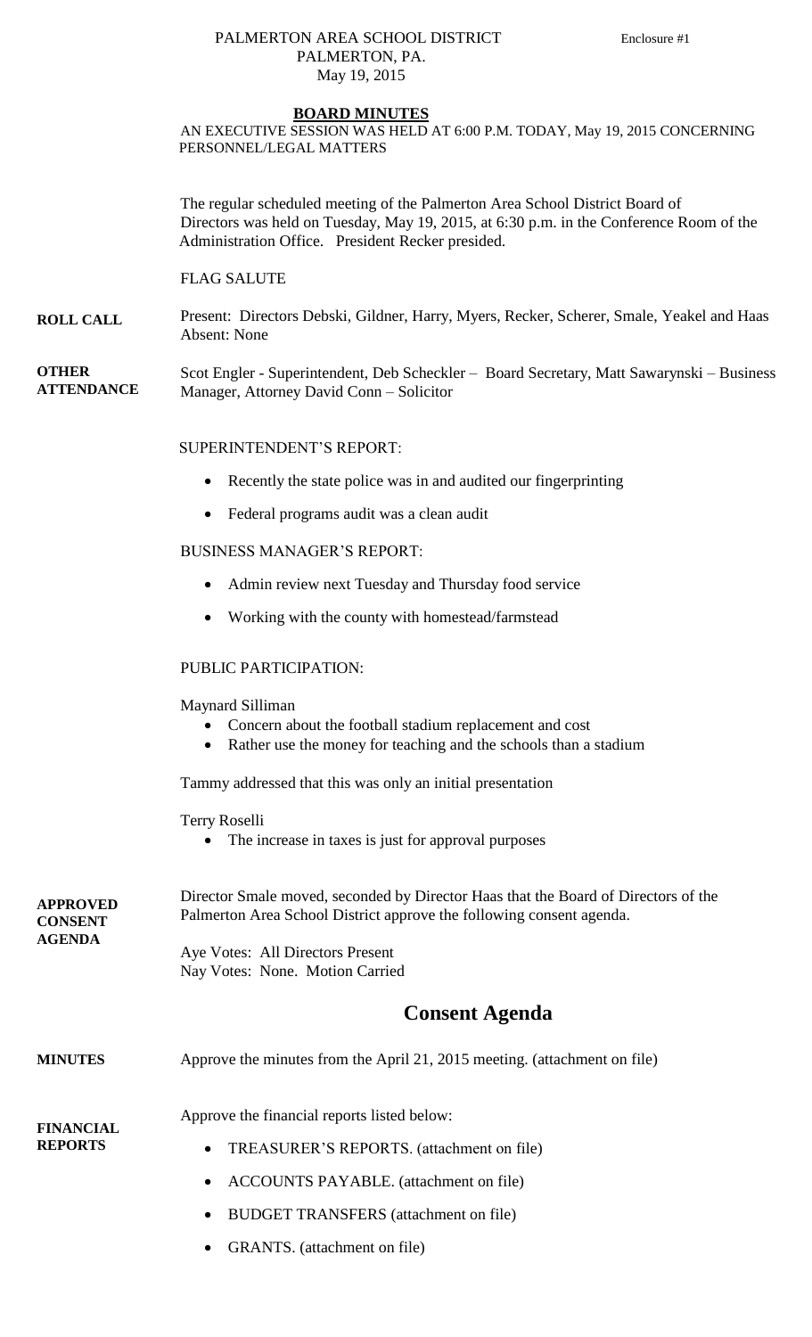PALMERTON AREA SCHOOL DISTRICT
PALMERTON, PA.
May 19, 2015

Enclosure #1

# BOARD MINUTES

AN EXECUTIVE SESSION WAS HELD AT 6:00 P.M. TODAY, May 19, 2015 CONCERNING PERSONNEL/LEGAL MATTERS

The regular scheduled meeting of the Palmerton Area School District Board of Directors was held on Tuesday, May 19, 2015, at 6:30 p.m. in the Conference Room of the Administration Office. President Recker presided.

FLAG SALUTE

**ROLL CALL** Present: Directors Debski, Gildner, Harry, Myers, Recker, Scherer, Smale, Yeakel and Haas
Absent: None

**OTHER ATTENDANCE** Scot Engler - Superintendent, Deb Scheckler – Board Secretary, Matt Sawarynski – Business Manager, Attorney David Conn – Solicitor

SUPERINTENDENT'S REPORT:

- Recently the state police was in and audited our fingerprinting
- Federal programs audit was a clean audit

BUSINESS MANAGER'S REPORT:

- Admin review next Tuesday and Thursday food service
- Working with the county with homestead/farmstead

PUBLIC PARTICIPATION:

Maynard Silliman

- Concern about the football stadium replacement and cost
- Rather use the money for teaching and the schools than a stadium

Tammy addressed that this was only an initial presentation

Terry Roselli

- The increase in taxes is just for approval purposes

**APPROVED CONSENT AGENDA** Director Smale moved, seconded by Director Haas that the Board of Directors of the Palmerton Area School District approve the following consent agenda.

Aye Votes: All Directors Present
Nay Votes: None. Motion Carried

## Consent Agenda

**MINUTES** Approve the minutes from the April 21, 2015 meeting. (attachment on file)

**FINANCIAL REPORTS** Approve the financial reports listed below:

- TREASURER'S REPORTS. (attachment on file)
- ACCOUNTS PAYABLE. (attachment on file)
- BUDGET TRANSFERS (attachment on file)
- GRANTS. (attachment on file)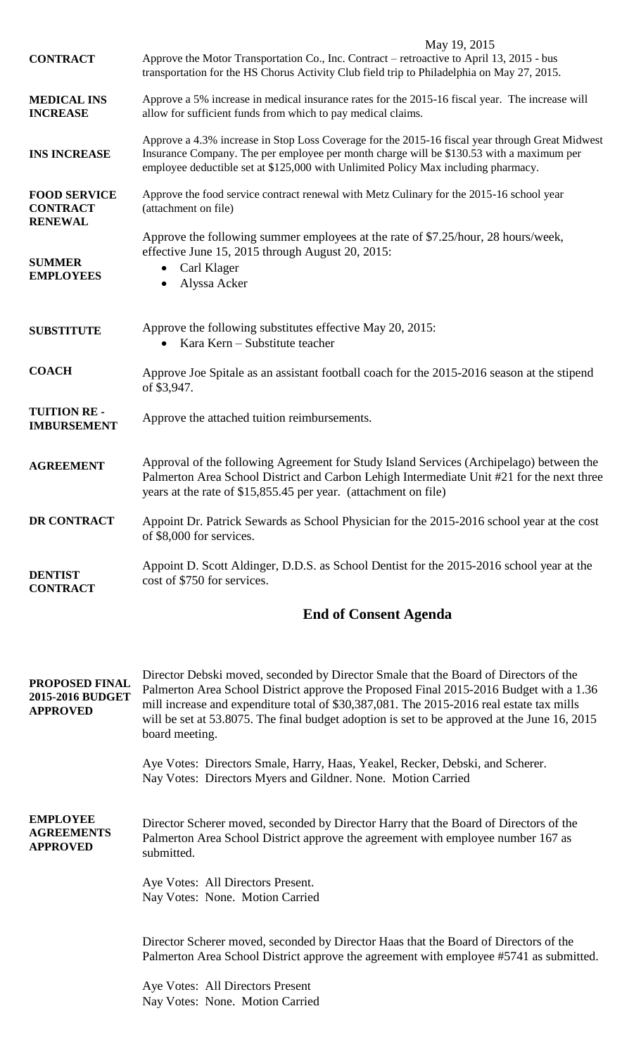May 19, 2015

**CONTRACT** Approve the Motor Transportation Co., Inc. Contract – retroactive to April 13, 2015 - bus transportation for the HS Chorus Activity Club field trip to Philadelphia on May 27, 2015.

**MEDICAL INS INCREASE** Approve a 5% increase in medical insurance rates for the 2015-16 fiscal year. The increase will allow for sufficient funds from which to pay medical claims.

**INS INCREASE** Approve a 4.3% increase in Stop Loss Coverage for the 2015-16 fiscal year through Great Midwest Insurance Company. The per employee per month charge will be $130.53 with a maximum per employee deductible set at $125,000 with Unlimited Policy Max including pharmacy.

**FOOD SERVICE CONTRACT RENEWAL** Approve the food service contract renewal with Metz Culinary for the 2015-16 school year (attachment on file)

**SUMMER EMPLOYEES** Approve the following summer employees at the rate of $7.25/hour, 28 hours/week, effective June 15, 2015 through August 20, 2015:

- Carl Klager
- Alyssa Acker

**SUBSTITUTE** Approve the following substitutes effective May 20, 2015:

- Kara Kern – Substitute teacher

**COACH** Approve Joe Spitale as an assistant football coach for the 2015-2016 season at the stipend of $3,947.

**TUITION RE - IMBURSEMENT** Approve the attached tuition reimbursements.

**AGREEMENT** Approval of the following Agreement for Study Island Services (Archipelago) between the Palmerton Area School District and Carbon Lehigh Intermediate Unit #21 for the next three years at the rate of $15,855.45 per year. (attachment on file)

**DR CONTRACT** Appoint Dr. Patrick Sewards as School Physician for the 2015-2016 school year at the cost of $8,000 for services.

**DENTIST CONTRACT** Appoint D. Scott Aldinger, D.D.S. as School Dentist for the 2015-2016 school year at the cost of $750 for services.

## End of Consent Agenda

**PROPOSED FINAL 2015-2016 BUDGET APPROVED** Director Debski moved, seconded by Director Smale that the Board of Directors of the Palmerton Area School District approve the Proposed Final 2015-2016 Budget with a 1.36 mill increase and expenditure total of $30,387,081. The 2015-2016 real estate tax mills will be set at 53.8075. The final budget adoption is set to be approved at the June 16, 2015 board meeting.

Aye Votes: Directors Smale, Harry, Haas, Yeakel, Recker, Debski, and Scherer.
Nay Votes: Directors Myers and Gildner. None. Motion Carried

**EMPLOYEE AGREEMENTS APPROVED** Director Scherer moved, seconded by Director Harry that the Board of Directors of the Palmerton Area School District approve the agreement with employee number 167 as submitted.

Aye Votes: All Directors Present.
Nay Votes: None. Motion Carried

Director Scherer moved, seconded by Director Haas that the Board of Directors of the Palmerton Area School District approve the agreement with employee #5741 as submitted.

Aye Votes: All Directors Present
Nay Votes: None. Motion Carried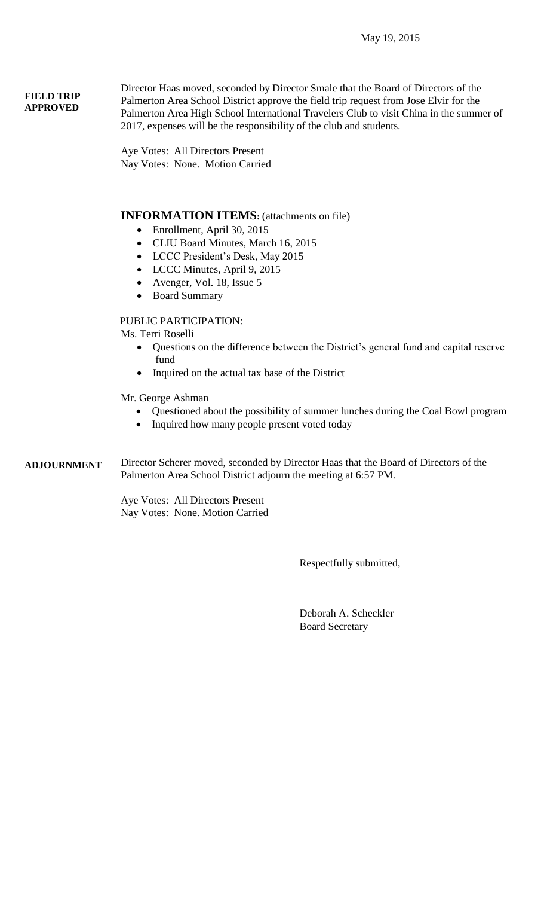May 19, 2015

**FIELD TRIP APPROVED**

Director Haas moved, seconded by Director Smale that the Board of Directors of the Palmerton Area School District approve the field trip request from Jose Elvir for the Palmerton Area High School International Travelers Club to visit China in the summer of 2017, expenses will be the responsibility of the club and students.

Aye Votes: All Directors Present
Nay Votes: None. Motion Carried

## INFORMATION ITEMS: (attachments on file)

- Enrollment, April 30, 2015
- CLIU Board Minutes, March 16, 2015
- LCCC President's Desk, May 2015
- LCCC Minutes, April 9, 2015
- Avenger, Vol. 18, Issue 5
- Board Summary

PUBLIC PARTICIPATION:

Ms. Terri Roselli

- Questions on the difference between the District's general fund and capital reserve fund
- Inquired on the actual tax base of the District

Mr. George Ashman

- Questioned about the possibility of summer lunches during the Coal Bowl program
- Inquired how many people present voted today

**ADJOURNMENT**

Director Scherer moved, seconded by Director Haas that the Board of Directors of the Palmerton Area School District adjourn the meeting at 6:57 PM.

Aye Votes: All Directors Present
Nay Votes: None. Motion Carried

Respectfully submitted,

Deborah A. Scheckler
Board Secretary